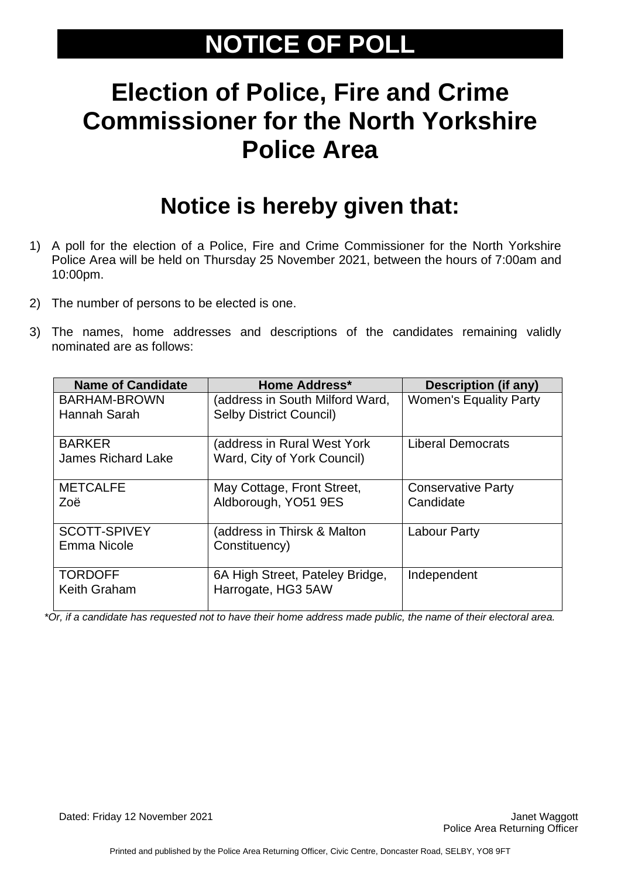# NOTICE OF POLL

# Election of Police, Fire and Crime Commissioner for the North Yorkshire Police Area

## Notice is hereby given that:

1) A poll for the election of a Police, Fire and Crime Commissioner for the North Yorkshire Police Area will be held on Thursday 25 November 2021, between the hours of 7:00am and 10:00pm.

2) The number of persons to be elected is one.

3) The names, home addresses and descriptions of the candidates remaining validly nominated are as follows:

| Name of Candidate | Home Address* | Description (if any) |
|---|---|---|
| BARHAM-BROWN Hannah Sarah | (address in South Milford Ward, Selby District Council) | Women's Equality Party |
| BARKER James Richard Lake | (address in Rural West York Ward, City of York Council) | Liberal Democrats |
| METCALFE Zoë | May Cottage, Front Street, Aldborough, YO51 9ES | Conservative Party Candidate |
| SCOTT-SPIVEY Emma Nicole | (address in Thirsk & Malton Constituency) | Labour Party |
| TORDOFF Keith Graham | 6A High Street, Pateley Bridge, Harrogate, HG3 5AW | Independent |

*Or, if a candidate has requested not to have their home address made public, the name of their electoral area.*

Dated: Friday 12 November 2021

Janet Waggott
Police Area Returning Officer

Printed and published by the Police Area Returning Officer, Civic Centre, Doncaster Road, SELBY, YO8 9FT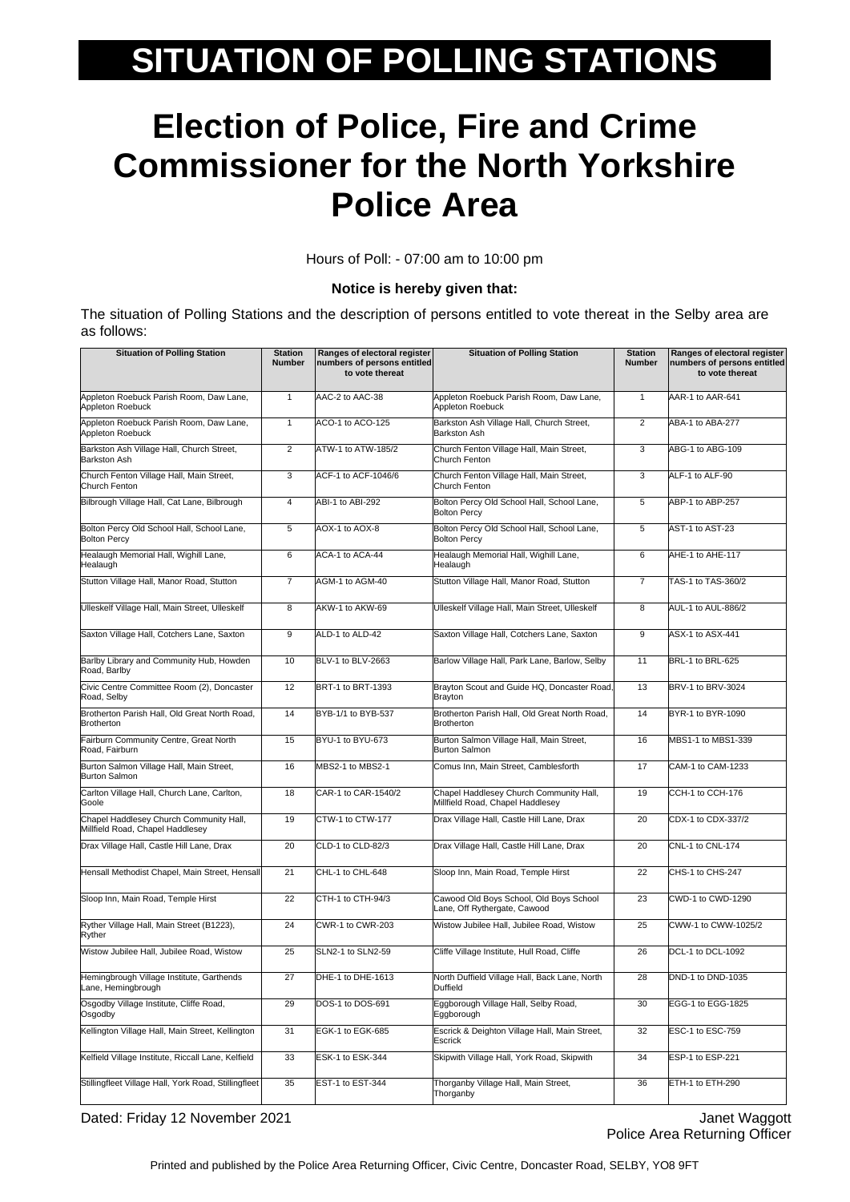# SITUATION OF POLLING STATIONS

# Election of Police, Fire and Crime Commissioner for the North Yorkshire Police Area

Hours of Poll: - 07:00 am to 10:00 pm

**Notice is hereby given that:**

The situation of Polling Stations and the description of persons entitled to vote thereat in the Selby area are as follows:

| Situation of Polling Station | Station Number | Ranges of electoral register numbers of persons entitled to vote thereat | Situation of Polling Station | Station Number | Ranges of electoral register numbers of persons entitled to vote thereat |
|---|---|---|---|---|---|
| Appleton Roebuck Parish Room, Daw Lane, Appleton Roebuck | 1 | AAC-2 to AAC-38 | Appleton Roebuck Parish Room, Daw Lane, Appleton Roebuck | 1 | AAR-1 to AAR-641 |
| Appleton Roebuck Parish Room, Daw Lane, Appleton Roebuck | 1 | ACO-1 to ACO-125 | Barkston Ash Village Hall, Church Street, Barkston Ash | 2 | ABA-1 to ABA-277 |
| Barkston Ash Village Hall, Church Street, Barkston Ash | 2 | ATW-1 to ATW-185/2 | Church Fenton Village Hall, Main Street, Church Fenton | 3 | ABG-1 to ABG-109 |
| Church Fenton Village Hall, Main Street, Church Fenton | 3 | ACF-1 to ACF-1046/6 | Church Fenton Village Hall, Main Street, Church Fenton | 3 | ALF-1 to ALF-90 |
| Bilbrough Village Hall, Cat Lane, Bilbrough | 4 | ABI-1 to ABI-292 | Bolton Percy Old School Hall, School Lane, Bolton Percy | 5 | ABP-1 to ABP-257 |
| Bolton Percy Old School Hall, School Lane, Bolton Percy | 5 | AOX-1 to AOX-8 | Bolton Percy Old School Hall, School Lane, Bolton Percy | 5 | AST-1 to AST-23 |
| Healaugh Memorial Hall, Wighill Lane, Healaugh | 6 | ACA-1 to ACA-44 | Healaugh Memorial Hall, Wighill Lane, Healaugh | 6 | AHE-1 to AHE-117 |
| Stutton Village Hall, Manor Road, Stutton | 7 | AGM-1 to AGM-40 | Stutton Village Hall, Manor Road, Stutton | 7 | TAS-1 to TAS-360/2 |
| Ulleskelf Village Hall, Main Street, Ulleskelf | 8 | AKW-1 to AKW-69 | Ulleskelf Village Hall, Main Street, Ulleskelf | 8 | AUL-1 to AUL-886/2 |
| Saxton Village Hall, Cotchers Lane, Saxton | 9 | ALD-1 to ALD-42 | Saxton Village Hall, Cotchers Lane, Saxton | 9 | ASX-1 to ASX-441 |
| Barlby Library and Community Hub, Howden Road, Barlby | 10 | BLV-1 to BLV-2663 | Barlow Village Hall, Park Lane, Barlow, Selby | 11 | BRL-1 to BRL-625 |
| Civic Centre Committee Room (2), Doncaster Road, Selby | 12 | BRT-1 to BRT-1393 | Brayton Scout and Guide HQ, Doncaster Road, Brayton | 13 | BRV-1 to BRV-3024 |
| Brotherton Parish Hall, Old Great North Road, Brotherton | 14 | BYB-1/1 to BYB-537 | Brotherton Parish Hall, Old Great North Road, Brotherton | 14 | BYR-1 to BYR-1090 |
| Fairburn Community Centre, Great North Road, Fairburn | 15 | BYU-1 to BYU-673 | Burton Salmon Village Hall, Main Street, Burton Salmon | 16 | MBS1-1 to MBS1-339 |
| Burton Salmon Village Hall, Main Street, Burton Salmon | 16 | MBS2-1 to MBS2-1 | Comus Inn, Main Street, Camblesforth | 17 | CAM-1 to CAM-1233 |
| Carlton Village Hall, Church Lane, Carlton, Goole | 18 | CAR-1 to CAR-1540/2 | Chapel Haddlesey Church Community Hall, Millfield Road, Chapel Haddlesey | 19 | CCH-1 to CCH-176 |
| Chapel Haddlesey Church Community Hall, Millfield Road, Chapel Haddlesey | 19 | CTW-1 to CTW-177 | Drax Village Hall, Castle Hill Lane, Drax | 20 | CDX-1 to CDX-337/2 |
| Drax Village Hall, Castle Hill Lane, Drax | 20 | CLD-1 to CLD-82/3 | Drax Village Hall, Castle Hill Lane, Drax | 20 | CNL-1 to CNL-174 |
| Hensall Methodist Chapel, Main Street, Hensall | 21 | CHL-1 to CHL-648 | Sloop Inn, Main Road, Temple Hirst | 22 | CHS-1 to CHS-247 |
| Sloop Inn, Main Road, Temple Hirst | 22 | CTH-1 to CTH-94/3 | Cawood Old Boys School, Old Boys School Lane, Off Rythergate, Cawood | 23 | CWD-1 to CWD-1290 |
| Ryther Village Hall, Main Street (B1223), Ryther | 24 | CWR-1 to CWR-203 | Wistow Jubilee Hall, Jubilee Road, Wistow | 25 | CWW-1 to CWW-1025/2 |
| Wistow Jubilee Hall, Jubilee Road, Wistow | 25 | SLN2-1 to SLN2-59 | Cliffe Village Institute, Hull Road, Cliffe | 26 | DCL-1 to DCL-1092 |
| Hemingbrough Village Institute, Garthends Lane, Hemingbrough | 27 | DHE-1 to DHE-1613 | North Duffield Village Hall, Back Lane, North Duffield | 28 | DND-1 to DND-1035 |
| Osgodby Village Institute, Cliffe Road, Osgodby | 29 | DOS-1 to DOS-691 | Eggborough Village Hall, Selby Road, Eggborough | 30 | EGG-1 to EGG-1825 |
| Kellington Village Hall, Main Street, Kellington | 31 | EGK-1 to EGK-685 | Escrick & Deighton Village Hall, Main Street, Escrick | 32 | ESC-1 to ESC-759 |
| Kelfield Village Institute, Riccall Lane, Kelfield | 33 | ESK-1 to ESK-344 | Skipwith Village Hall, York Road, Skipwith | 34 | ESP-1 to ESP-221 |
| Stillingfleet Village Hall, York Road, Stillingfleet | 35 | EST-1 to EST-344 | Thorganby Village Hall, Main Street, Thorganby | 36 | ETH-1 to ETH-290 |

Dated: Friday 12 November 2021

Janet Waggott
Police Area Returning Officer

Printed and published by the Police Area Returning Officer, Civic Centre, Doncaster Road, SELBY, YO8 9FT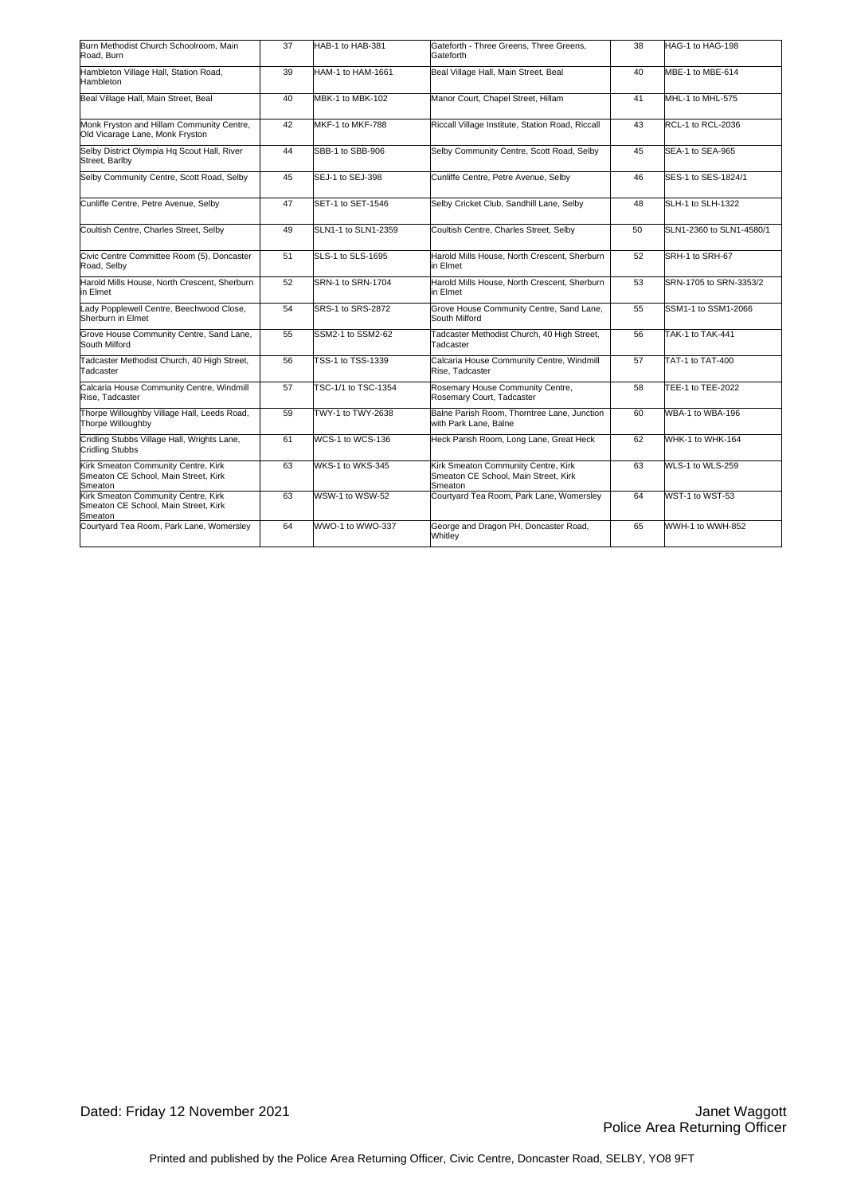| | | | | | |
|---|---|---|---|---|---|
| Burn Methodist Church Schoolroom, Main Road, Burn | 37 | HAB-1 to HAB-381 | Gateforth - Three Greens, Three Greens, Gateforth | 38 | HAG-1 to HAG-198 |
| Hambleton Village Hall, Station Road, Hambleton | 39 | HAM-1 to HAM-1661 | Beal Village Hall, Main Street, Beal | 40 | MBE-1 to MBE-614 |
| Beal Village Hall, Main Street, Beal | 40 | MBK-1 to MBK-102 | Manor Court, Chapel Street, Hillam | 41 | MHL-1 to MHL-575 |
| Monk Fryston and Hillam Community Centre, Old Vicarage Lane, Monk Fryston | 42 | MKF-1 to MKF-788 | Riccall Village Institute, Station Road, Riccall | 43 | RCL-1 to RCL-2036 |
| Selby District Olympia Hq Scout Hall, River Street, Barlby | 44 | SBB-1 to SBB-906 | Selby Community Centre, Scott Road, Selby | 45 | SEA-1 to SEA-965 |
| Selby Community Centre, Scott Road, Selby | 45 | SEJ-1 to SEJ-398 | Cunliffe Centre, Petre Avenue, Selby | 46 | SES-1 to SES-1824/1 |
| Cunliffe Centre, Petre Avenue, Selby | 47 | SET-1 to SET-1546 | Selby Cricket Club, Sandhill Lane, Selby | 48 | SLH-1 to SLH-1322 |
| Coultish Centre, Charles Street, Selby | 49 | SLN1-1 to SLN1-2359 | Coultish Centre, Charles Street, Selby | 50 | SLN1-2360 to SLN1-4580/1 |
| Civic Centre Committee Room (5), Doncaster Road, Selby | 51 | SLS-1 to SLS-1695 | Harold Mills House, North Crescent, Sherburn in Elmet | 52 | SRH-1 to SRH-67 |
| Harold Mills House, North Crescent, Sherburn in Elmet | 52 | SRN-1 to SRN-1704 | Harold Mills House, North Crescent, Sherburn in Elmet | 53 | SRN-1705 to SRN-3353/2 |
| Lady Popplewell Centre, Beechwood Close, Sherburn in Elmet | 54 | SRS-1 to SRS-2872 | Grove House Community Centre, Sand Lane, South Milford | 55 | SSM1-1 to SSM1-2066 |
| Grove House Community Centre, Sand Lane, South Milford | 55 | SSM2-1 to SSM2-62 | Tadcaster Methodist Church, 40 High Street, Tadcaster | 56 | TAK-1 to TAK-441 |
| Tadcaster Methodist Church, 40 High Street, Tadcaster | 56 | TSS-1 to TSS-1339 | Calcaria House Community Centre, Windmill Rise, Tadcaster | 57 | TAT-1 to TAT-400 |
| Calcaria House Community Centre, Windmill Rise, Tadcaster | 57 | TSC-1/1 to TSC-1354 | Rosemary House Community Centre, Rosemary Court, Tadcaster | 58 | TEE-1 to TEE-2022 |
| Thorpe Willoughby Village Hall, Leeds Road, Thorpe Willoughby | 59 | TWY-1 to TWY-2638 | Balne Parish Room, Thorntree Lane, Junction with Park Lane, Balne | 60 | WBA-1 to WBA-196 |
| Cridling Stubbs Village Hall, Wrights Lane, Cridling Stubbs | 61 | WCS-1 to WCS-136 | Heck Parish Room, Long Lane, Great Heck | 62 | WHK-1 to WHK-164 |
| Kirk Smeaton Community Centre, Kirk Smeaton CE School, Main Street, Kirk Smeaton | 63 | WKS-1 to WKS-345 | Kirk Smeaton Community Centre, Kirk Smeaton CE School, Main Street, Kirk Smeaton | 63 | WLS-1 to WLS-259 |
| Kirk Smeaton Community Centre, Kirk Smeaton CE School, Main Street, Kirk Smeaton | 63 | WSW-1 to WSW-52 | Courtyard Tea Room, Park Lane, Womersley | 64 | WST-1 to WST-53 |
| Courtyard Tea Room, Park Lane, Womersley | 64 | WWO-1 to WWO-337 | George and Dragon PH, Doncaster Road, Whitley | 65 | WWH-1 to WWH-852 |

Dated: Friday 12 November 2021

Janet Waggott
Police Area Returning Officer

Printed and published by the Police Area Returning Officer, Civic Centre, Doncaster Road, SELBY, YO8 9FT